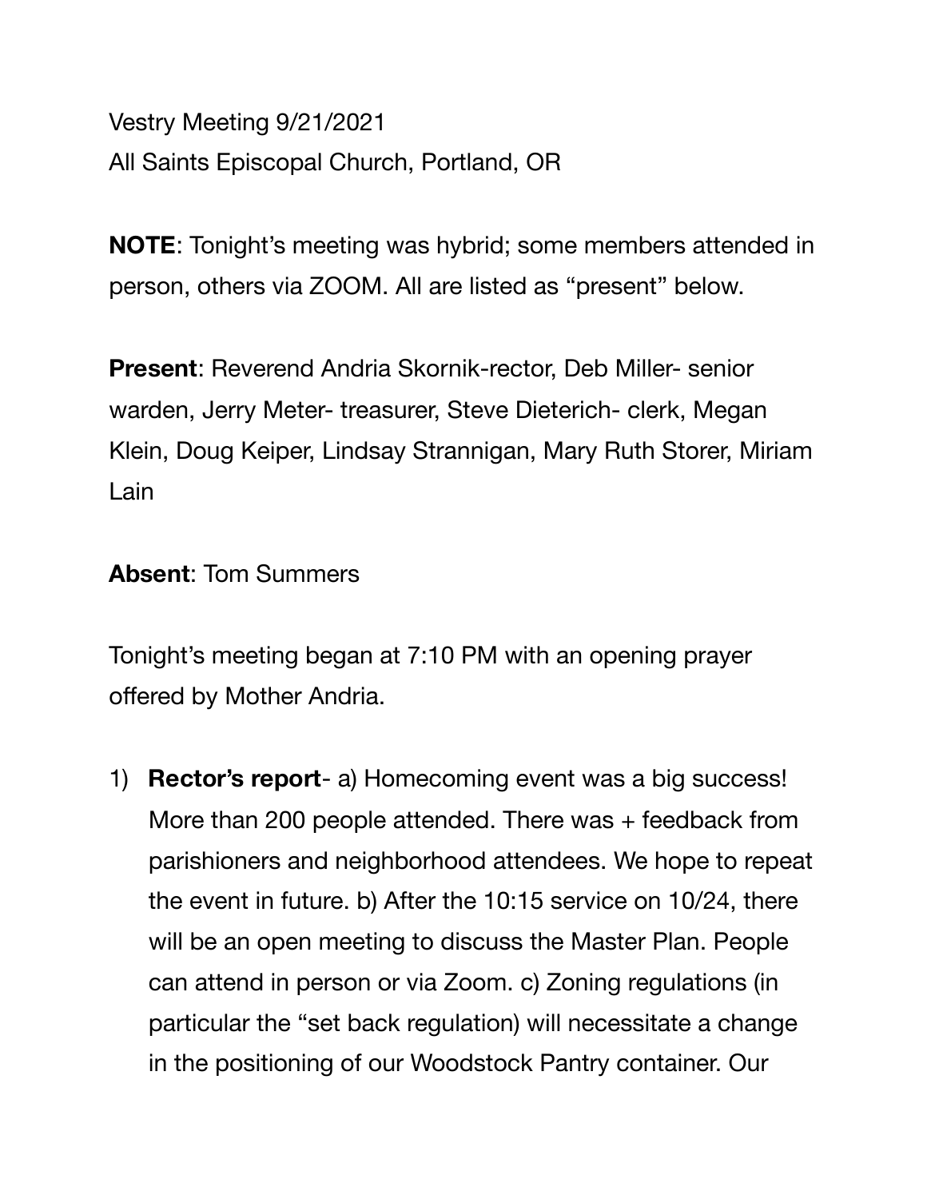Vestry Meeting 9/21/2021
All Saints Episcopal Church, Portland, OR

**NOTE**: Tonight's meeting was hybrid; some members attended in person, others via ZOOM. All are listed as "present" below.

**Present**: Reverend Andria Skornik-rector, Deb Miller- senior warden, Jerry Meter- treasurer, Steve Dieterich- clerk, Megan Klein, Doug Keiper, Lindsay Strannigan, Mary Ruth Storer, Miriam Lain

**Absent**: Tom Summers

Tonight's meeting began at 7:10 PM with an opening prayer offered by Mother Andria.

1) **Rector's report**- a) Homecoming event was a big success! More than 200 people attended. There was + feedback from parishioners and neighborhood attendees. We hope to repeat the event in future. b) After the 10:15 service on 10/24, there will be an open meeting to discuss the Master Plan. People can attend in person or via Zoom. c) Zoning regulations (in particular the "set back regulation) will necessitate a change in the positioning of our Woodstock Pantry container. Our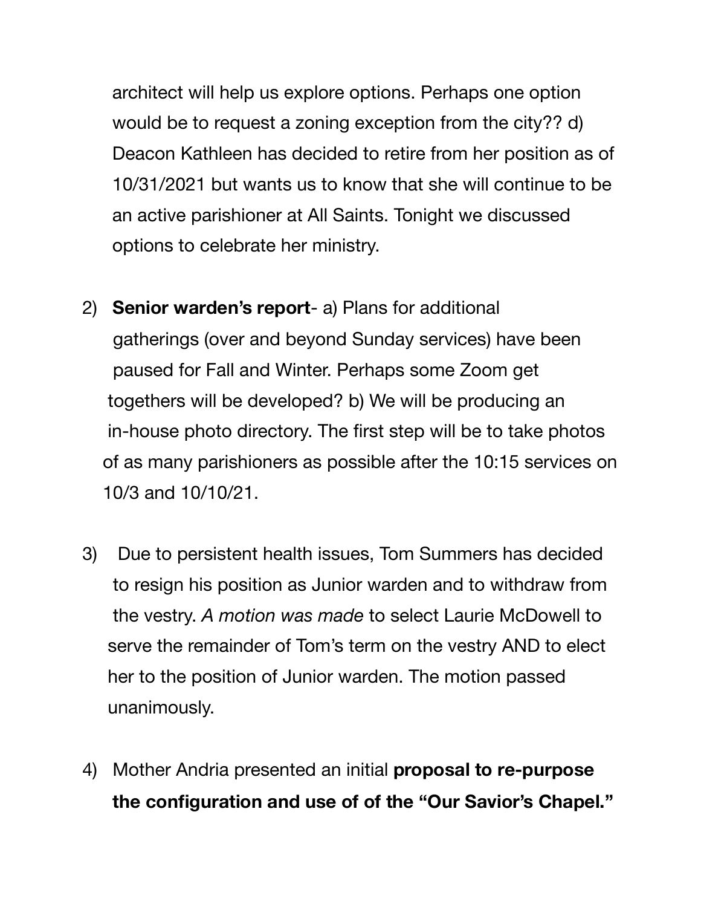architect will help us explore options. Perhaps one option would be to request a zoning exception from the city?? d) Deacon Kathleen has decided to retire from her position as of 10/31/2021 but wants us to know that she will continue to be an active parishioner at All Saints. Tonight we discussed options to celebrate her ministry.

2) **Senior warden's report**- a) Plans for additional gatherings (over and beyond Sunday services) have been paused for Fall and Winter. Perhaps some Zoom get togethers will be developed? b) We will be producing an in-house photo directory. The first step will be to take photos of as many parishioners as possible after the 10:15 services on 10/3 and 10/10/21.

3) Due to persistent health issues, Tom Summers has decided to resign his position as Junior warden and to withdraw from the vestry. *A motion was made* to select Laurie McDowell to serve the remainder of Tom's term on the vestry AND to elect her to the position of Junior warden. The motion passed unanimously.

4) Mother Andria presented an initial **proposal to re-purpose the configuration and use of of the "Our Savior's Chapel."**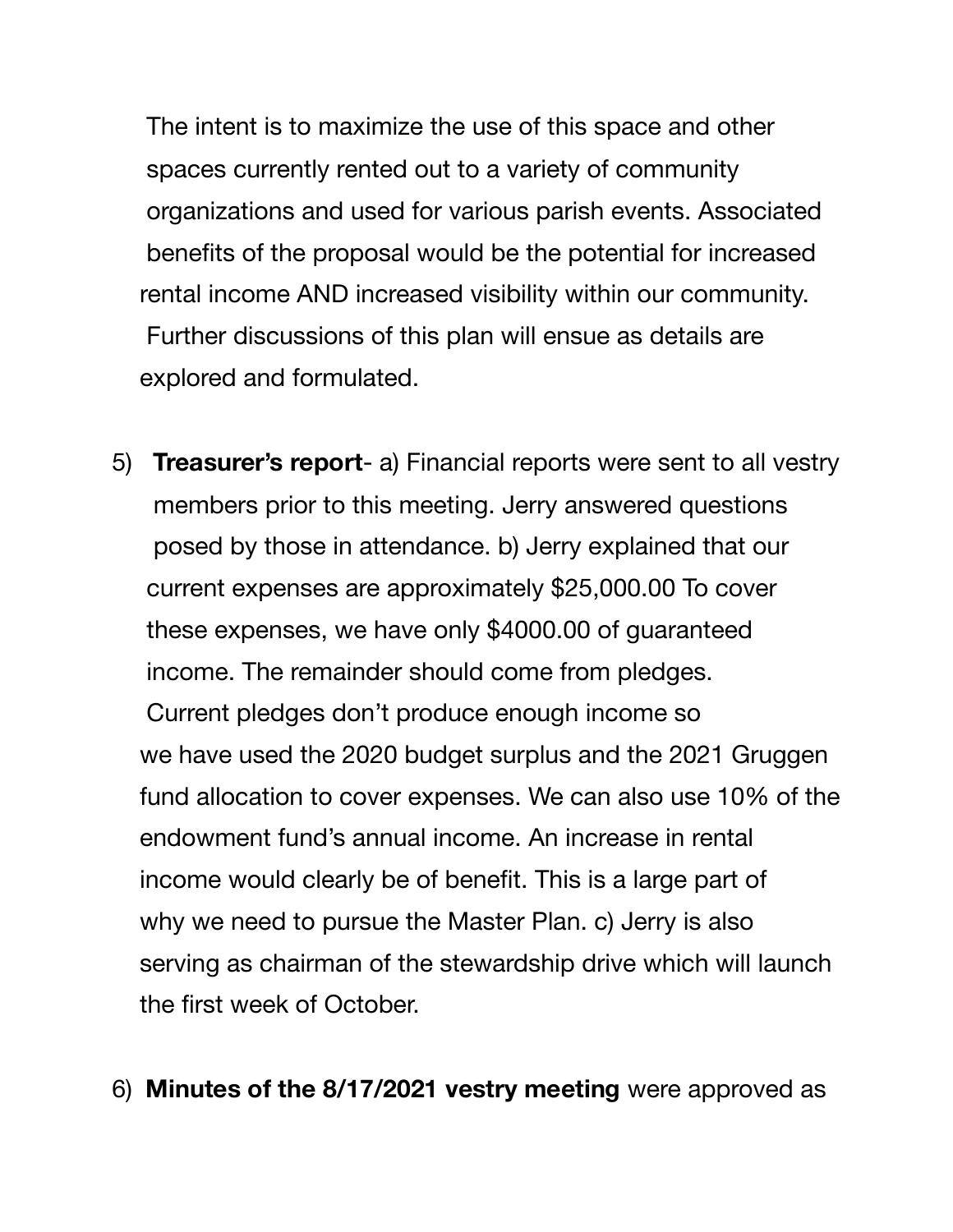The intent is to maximize the use of this space and other spaces currently rented out to a variety of community organizations and used for various parish events. Associated benefits of the proposal would be the potential for increased rental income AND increased visibility within our community. Further discussions of this plan will ensue as details are explored and formulated.

5) **Treasurer's report**- a) Financial reports were sent to all vestry members prior to this meeting. Jerry answered questions posed by those in attendance. b) Jerry explained that our current expenses are approximately $25,000.00 To cover these expenses, we have only $4000.00 of guaranteed income. The remainder should come from pledges. Current pledges don't produce enough income so we have used the 2020 budget surplus and the 2021 Gruggen fund allocation to cover expenses. We can also use 10% of the endowment fund's annual income. An increase in rental income would clearly be of benefit. This is a large part of why we need to pursue the Master Plan. c) Jerry is also serving as chairman of the stewardship drive which will launch the first week of October.

6) **Minutes of the 8/17/2021 vestry meeting** were approved as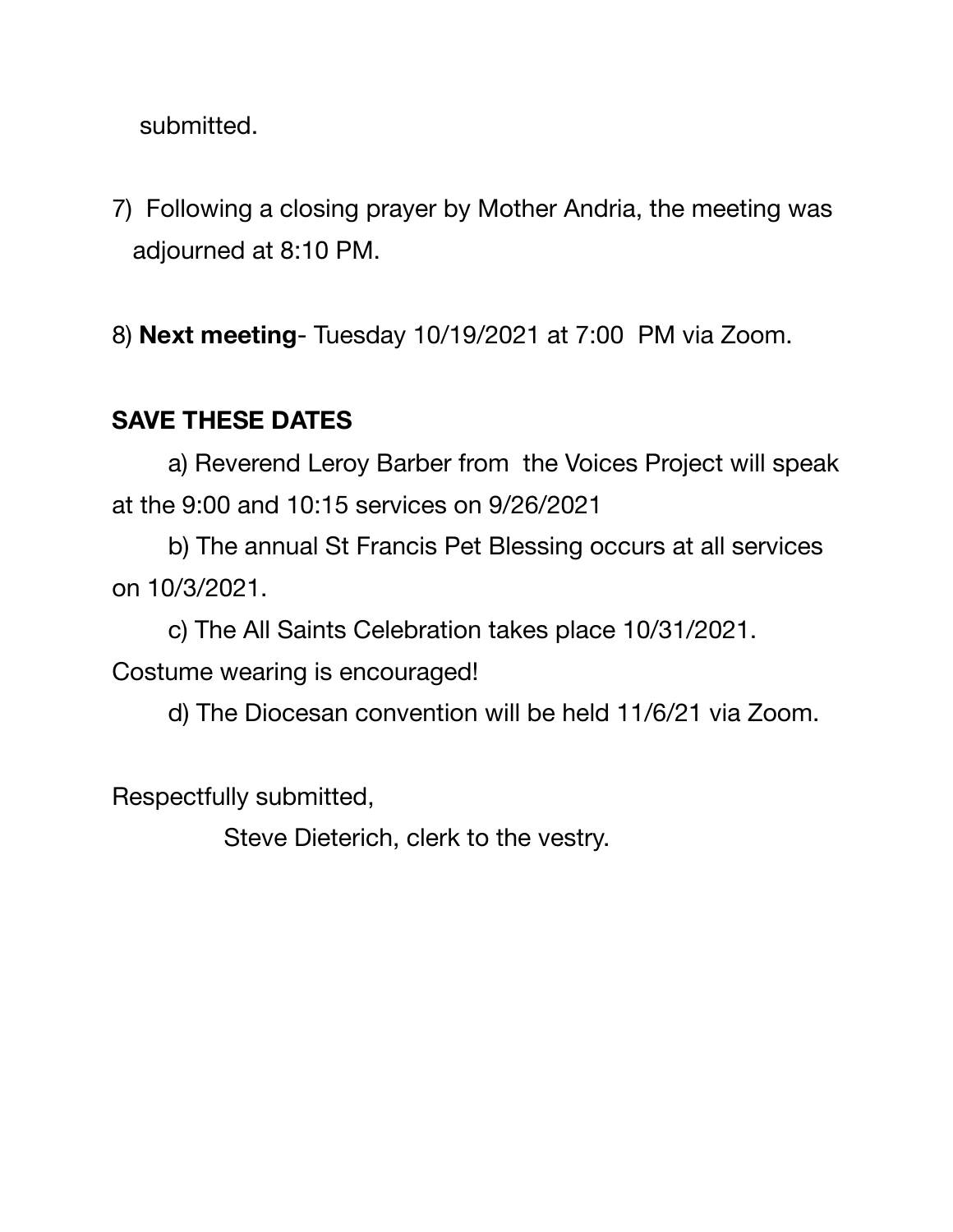submitted.

7) Following a closing prayer by Mother Andria, the meeting was adjourned at 8:10 PM.

8) **Next meeting**- Tuesday 10/19/2021 at 7:00 PM via Zoom.

**SAVE THESE DATES**

a) Reverend Leroy Barber from the Voices Project will speak at the 9:00 and 10:15 services on 9/26/2021

b) The annual St Francis Pet Blessing occurs at all services on 10/3/2021.

c) The All Saints Celebration takes place 10/31/2021. Costume wearing is encouraged!

d) The Diocesan convention will be held 11/6/21 via Zoom.

Respectfully submitted,

Steve Dieterich, clerk to the vestry.